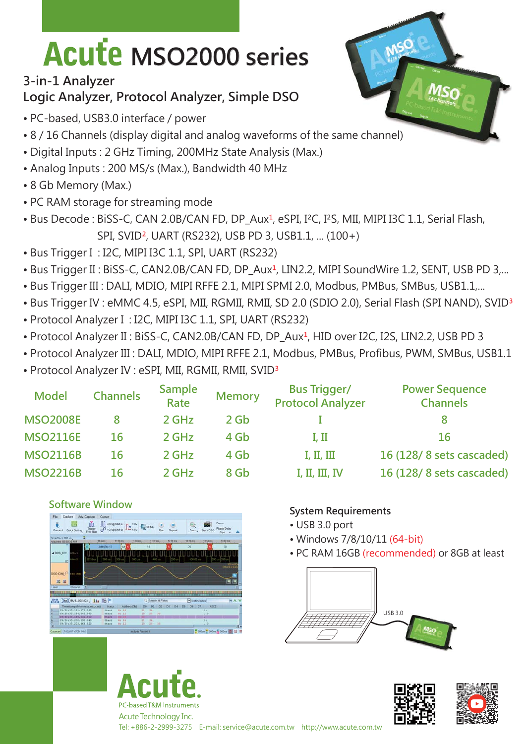# Acute MSO2000 series

## 3-in-1 Analyzer
## Logic Analyzer, Protocol Analyzer, Simple DSO

- PC-based, USB3.0 interface / power
- 8 / 16 Channels (display digital and analog waveforms of the same channel)
- Digital Inputs : 2 GHz Timing, 200MHz State Analysis (Max.)
- Analog Inputs : 200 MS/s (Max.), Bandwidth 40 MHz
- 8 Gb Memory (Max.)
- PC RAM storage for streaming mode
- Bus Decode : BiSS-C, CAN 2.0B/CAN FD, DP_Aux[1], eSPI, I²C, I²S, MII, MIPI I3C 1.1, Serial Flash, SPI, SVID[2], UART (RS232), USB PD 3, USB1.1, ... (100+)
- Bus Trigger I : I2C, MIPI I3C 1.1, SPI, UART (RS232)
- Bus Trigger II : BiSS-C, CAN2.0B/CAN FD, DP_Aux[1], LIN2.2, MIPI SoundWire 1.2, SENT, USB PD 3,...
- Bus Trigger III : DALI, MDIO, MIPI RFFE 2.1, MIPI SPMI 2.0, Modbus, PMBus, SMBus, USB1.1,...
- Bus Trigger IV : eMMC 4.5, eSPI, MII, RGMII, RMII, SD 2.0 (SDIO 2.0), Serial Flash (SPI NAND), SVID[3]
- Protocol Analyzer I : I2C, MIPI I3C 1.1, SPI, UART (RS232)
- Protocol Analyzer II : BiSS-C, CAN2.0B/CAN FD, DP_Aux[1], HID over I2C, I2S, LIN2.2, USB PD 3
- Protocol Analyzer III : DALI, MDIO, MIPI RFFE 2.1, Modbus, PMBus, Profibus, PWM, SMBus, USB1.1
- Protocol Analyzer IV : eSPI, MII, RGMII, RMII, SVID[3]

| Model | Channels | Sample Rate | Memory | Bus Trigger/ Protocol Analyzer | Power Sequence Channels |
|---|---|---|---|---|---|
| MSO2008E | 8 | 2 GHz | 2 Gb | I | 8 |
| MSO2116E | 16 | 2 GHz | 4 Gb | I, II | 16 |
| MSO2116B | 16 | 2 GHz | 4 Gb | I, II, III | 16 (128/ 8 sets cascaded) |
| MSO2216B | 16 | 2 GHz | 8 Gb | I, II, III, IV | 16 (128/ 8 sets cascaded) |

### Software Window

### System Requirements

- USB 3.0 port
- Windows 7/8/10/11 (64-bit)
- PC RAM 16GB (recommended) or 8GB at least

USB 3.0

**Acute**
PC-based T&M Instruments

Acute Technology Inc.
Tel: +886-2-2999-3275 E-mail: service@acute.com.tw http://www.acute.com.tw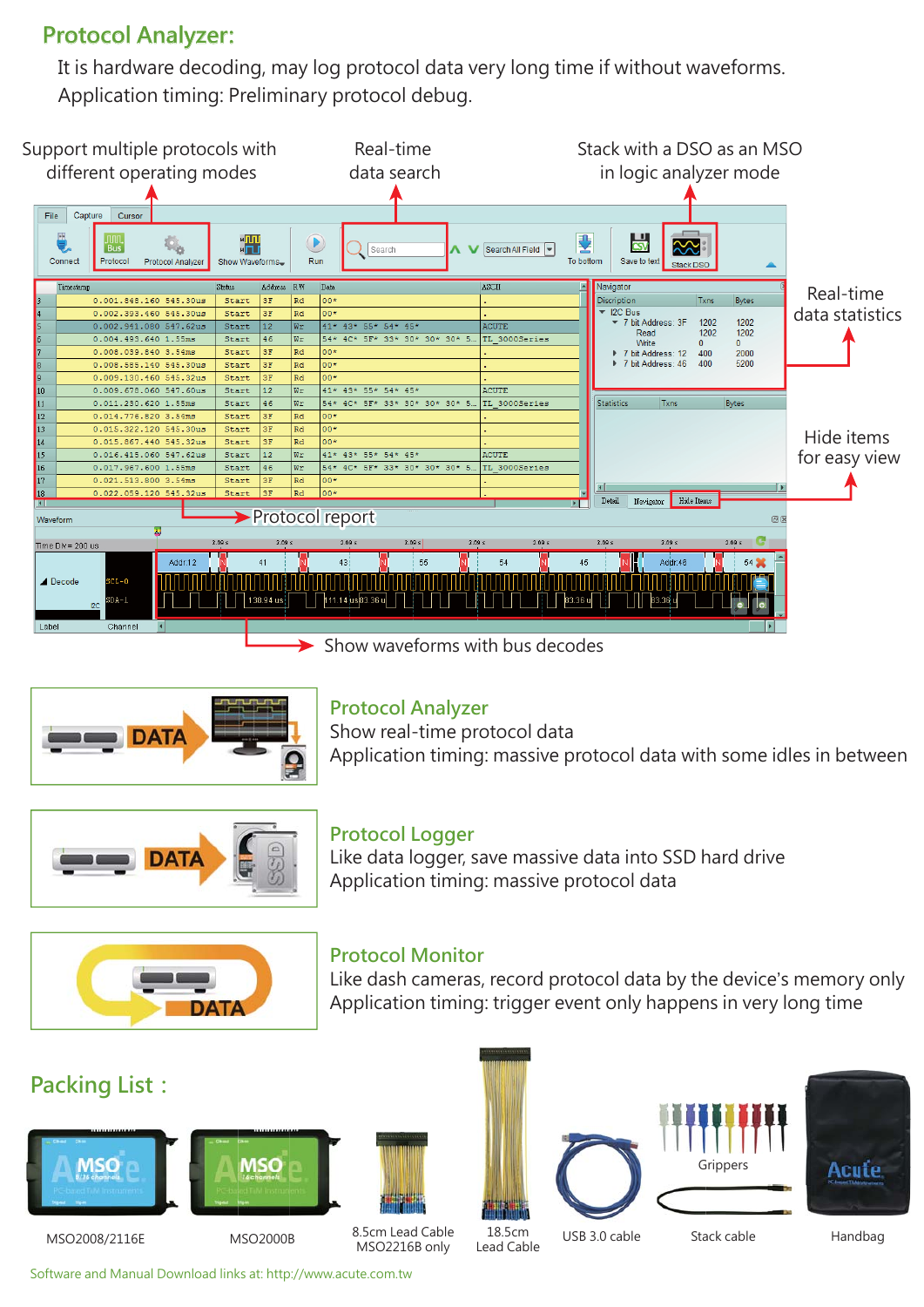## Protocol Analyzer:

It is hardware decoding, may log protocol data very long time if without waveforms.
Application timing: Preliminary protocol debug.

Support multiple protocols with different operating modes

Real-time data search

Stack with a DSO as an MSO in logic analyzer mode

Real-time data statistics

Hide items for easy view

Protocol report

Show waveforms with bus decodes

### Protocol Analyzer

Show real-time protocol data
Application timing: massive protocol data with some idles in between

### Protocol Logger

Like data logger, save massive data into SSD hard drive
Application timing: massive protocol data

### Protocol Monitor

Like dash cameras, record protocol data by the device's memory only
Application timing: trigger event only happens in very long time

## Packing List :

- MSO2008/2116E
- MSO2000B
- 8.5cm Lead Cable MSO2216B only
- 18.5cm Lead Cable
- USB 3.0 cable
- Grippers
- Stack cable
- Handbag

Software and Manual Download links at: http://www.acute.com.tw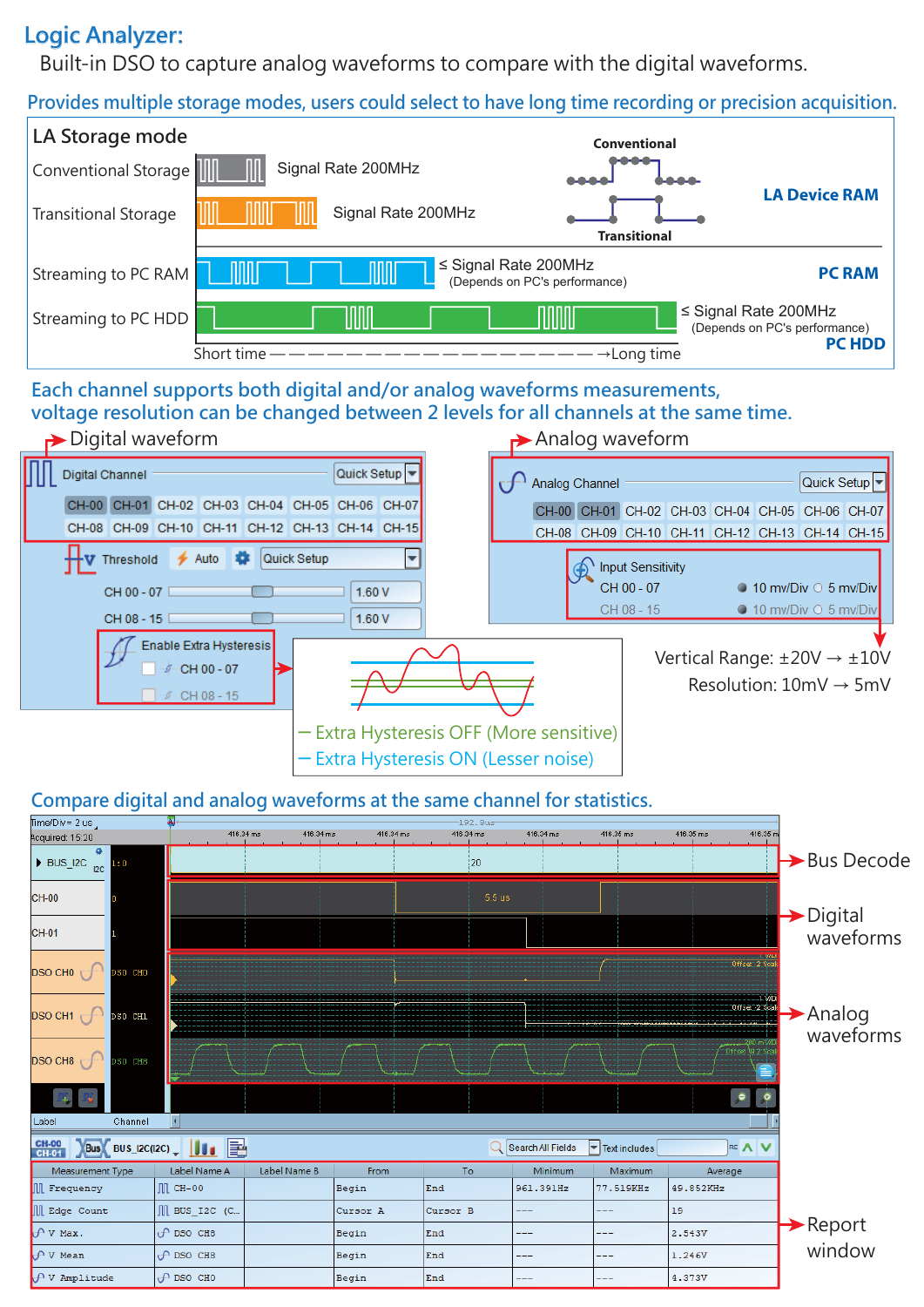# Logic Analyzer:

Built-in DSO to capture analog waveforms to compare with the digital waveforms.

## Provides multiple storage modes, users could select to have long time recording or precision acquisition.

**LA Storage mode**

| Mode | Signal Rate | Storage |
|---|---|---|
| Conventional Storage | Signal Rate 200MHz | LA Device RAM |
| Transitional Storage | Signal Rate 200MHz | LA Device RAM |
| Streaming to PC RAM | ≤ Signal Rate 200MHz (Depends on PC's performance) | PC RAM |
| Streaming to PC HDD | ≤ Signal Rate 200MHz (Depends on PC's performance) | PC HDD |

Conventional / Transitional

Short time ——————————————→ Long time

## Each channel supports both digital and/or analog waveforms measurements, voltage resolution can be changed between 2 levels for all channels at the same time.

**Digital waveform**

Digital Channel — Quick Setup

CH-00 CH-01 CH-02 CH-03 CH-04 CH-05 CH-06 CH-07
CH-08 CH-09 CH-10 CH-11 CH-12 CH-13 CH-14 CH-15

Threshold — Auto — Quick Setup

CH 00 - 07: 1.60 V
CH 08 - 15: 1.60 V

Enable Extra Hysteresis
- CH 00 - 07
- CH 08 - 15

— Extra Hysteresis OFF (More sensitive)
— Extra Hysteresis ON (Lesser noise)

**Analog waveform**

Analog Channel — Quick Setup

CH-00 CH-01 CH-02 CH-03 CH-04 CH-05 CH-06 CH-07
CH-08 CH-09 CH-10 CH-11 CH-12 CH-13 CH-14 CH-15

Input Sensitivity
- CH 00 - 07: 10 mv/Div, 5 mv/Div
- CH 08 - 15: 10 mv/Div, 5 mv/Div

Vertical Range: ±20V → ±10V
Resolution: 10mV → 5mV

## Compare digital and analog waveforms at the same channel for statistics.

- Bus Decode
- Digital waveforms
- Analog waveforms
- Report window

| Measurement Type | Label Name A | Label Name B | From | To | Minimum | Maximum | Average |
|---|---|---|---|---|---|---|---|
| Frequency | CH-00 | | Begin | End | 961.391Hz | 77.519KHz | 49.852KHz |
| Edge Count | BUS_I2C (C... | | Cursor A | Cursor B | --- | --- | 19 |
| V Max. | DSO CH8 | | Begin | End | --- | --- | 2.543V |
| V Mean | DSO CH8 | | Begin | End | --- | --- | 1.246V |
| V Amplitude | DSO CH0 | | Begin | End | --- | --- | 4.373V |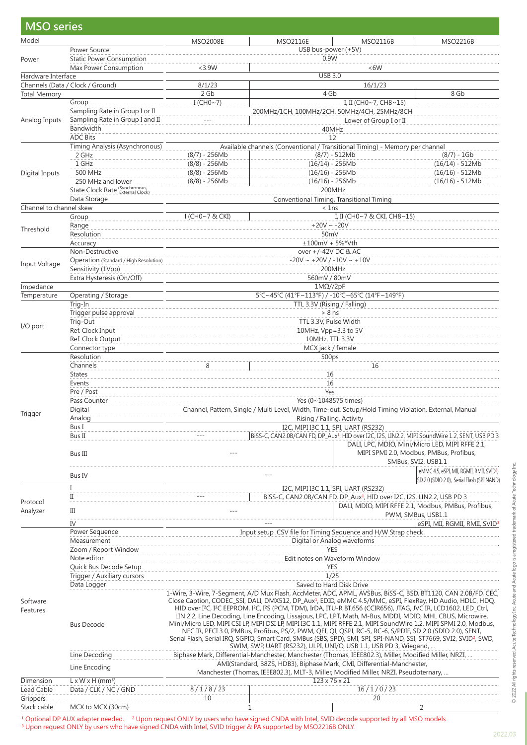## MSO series

| Model | | MSO2008E | MSO2116E | MSO2116B | MSO2216B |
|---|---|---|---|---|---|
| Power | Power Source | USB bus-power (+5V) | | | |
| | Static Power Consumption | 0.9W | | | |
| | Max Power Consumption | <3.9W | <6W | | |
| Hardware Interface | | USB 3.0 | | | |
| Channels (Data / Clock / Ground) | | 8/1/23 | 16/1/23 | | |
| Total Memory | | 2 Gb | 4 Gb | | 8 Gb |
| Analog Inputs | Group | I (CH0~7) | I, II (CH0~7, CH8~15) | | |
| | Sampling Rate in Group I or II | 200MHz/1CH, 100MHz/2CH, 50MHz/4CH, 25MHz/8CH | | | |
| | Sampling Rate in Group I and II | --- | Lower of Group I or II | | |
| | Bandwidth | 40MHz | | | |
| | ADC Bits | 12 | | | |
| Digital Inputs | Timing Analysis (Asynchronous) | Available channels (Conventional / Transitional Timing) - Memory per channel | | | |
| | 2 GHz | (8/7) - 256Mb | (8/7) - 512Mb | | (8/7) - 1Gb |
| | 1 GHz | (8/8) - 256Mb | (16/14) - 256Mb | | (16/14) - 512Mb |
| | 500 MHz | (8/8) - 256Mb | (16/16) - 256Mb | | (16/16) - 512Mb |
| | 250 MHz and lower | (8/8) - 256Mb | (16/16) - 256Mb | | (16/16) - 512Mb |
| | State Clock Rate (Synchronous, External Clock) | 200MHz | | | |
| | Data Storage | Conventional Timing, Transitional Timing | | | |
| Channel to channel skew | | < 1ns | | | |
| Threshold | Group | I (CH0~7 & CKI) | I, II (CH0~7 & CKI, CH8~15) | | |
| | Range | +20V ~ -20V | | | |
| | Resolution | 50mV | | | |
| | Accuracy | ±100mV + 5%*Vth | | | |
| Input Voltage | Non-Destructive | over +/-42V DC & AC | | | |
| | Operation (Standard / High Resolution) | -20V ~ +20V / -10V ~ +10V | | | |
| | Sensitivity (1Vpp) | 200MHz | | | |
| | Extra Hysteresis (On/Off) | 560mV / 80mV | | | |
| Impedance | | 1MΩ//2pF | | | |
| Temperature | Operating / Storage | 5℃~45℃ (41℉~113℉) / -10℃~65℃ (14℉~149℉) | | | |
| I/O port | Trig-In | TTL 3.3V (Rising / Falling) | | | |
| | Trigger pulse approval | > 8 ns | | | |
| | Trig-Out | TTL 3.3V, Pulse Width | | | |
| | Ref. Clock Input | 10MHz, Vpp=3.3 to 5V | | | |
| | Ref. Clock Output | 10MHz, TTL 3.3V | | | |
| | Connector type | MCX jack / female | | | |
| Trigger | Resolution | 500ps | | | |
| | Channels | 8 | 16 | | |
| | States | 16 | | | |
| | Events | 16 | | | |
| | Pre / Post | Yes | | | |
| | Pass Counter | Yes (0~1048575 times) | | | |
| | Digital | Channel, Pattern, Single / Multi Level, Width, Time-out, Setup/Hold Timing Violation, External, Manual | | | |
| | Analog | Rising / Falling, Activity | | | |
| | Bus I | I2C, MIPI I3C 1.1, SPI, UART (RS232) | | | |
| | Bus II | --- | BiSS-C, CAN2.0B/CAN FD, DP_Aux[1], HID over I2C, I2S, LIN2.2, MIPI SoundWire 1.2, SENT, USB PD 3 | | |
| | Bus III | --- | | DALI, LPC, MDIO, Mini/Micro LED, MIPI RFFE 2.1, MIPI SPMI 2.0, Modbus, PMBus, Profibus, SMBus, SVI2, USB1.1 | |
| | Bus IV | --- | | | eMMC 4.5, eSPI, MII, RGMII, RMII, SVID[3], SD 2.0 (SDIO 2.0), Serial Flash (SPI NAND) |
| Protocol Analyzer | I | I2C, MIPI I3C 1.1, SPI, UART (RS232) | | | |
| | II | --- | BiSS-C, CAN2.0B/CAN FD, DP_Aux[1], HID over I2C, I2S, LIN2.2, USB PD 3 | | |
| | III | --- | | DALI, MDIO, MIPI RFFE 2.1, Modbus, PMBus, Profibus, PWM, SMBus, USB1.1 | |
| | IV | --- | | | eSPI, MII, RGMII, RMII, SVID[3] |
| Software Features | Power Sequence | Input setup .CSV file for Timing Sequence and H/W Strap check. | | | |
| | Measurement | Digital or Analog waveforms | | | |
| | Zoom / Report Window | YES | | | |
| | Note editor | Edit notes on Waveform Window | | | |
| | Quick Bus Decode Setup | YES | | | |
| | Trigger / Auxiliary cursors | 1/25 | | | |
| | Data Logger | Saved to Hard Disk Drive | | | |
| | Bus Decode | 1-Wire, 3-Wire, 7-Segment, A/D Mux Flash, AccMeter, ADC, APML, AVSBus, BiSS-C, BSD, BT1120, CAN 2.0B/FD, CEC, Close Caption, CODEC_SSI, DALI, DMX512, DP_Aux[1], EDID, eMMC 4.5/MMC, eSPI, FlexRay, HD Audio, HDLC, HDQ, HID over I²C, I²C EEPROM, I²C, I²S (PCM, TDM), IrDA, ITU-R BT.656 (CCIR656), JTAG, JVC IR, LCD1602, LED_Ctrl, LIN 2.2, Line Decoding, Line Encoding, Lissajous, LPC, LPT, Math, M-Bus, MDDI, MDIO, MHL CBUS, Microwire, Mini/Micro LED, MIPI CSI LP, MIPI DSI LP, MIPI I3C 1.1, MIPI RFFE 2.1, MIPI SoundWire 1.2, MIPI SPMI 2.0, Modbus, NEC IR, PECI 3.0, PMBus, Profibus, PS/2, PWM, QEI, QI, QSPI, RC-5, RC-6, S/PDIF, SD 2.0 (SDIO 2.0), SENT, Serial Flash, Serial IRQ, SGPIO, Smart Card, SMBus (SBS, SPD), SMI, SPI, SPI-NAND, SSI, ST7669, SVI2, SVID[2], SWD, SWIM, SWP, UART (RS232), ULPI, UNI/O, USB 1.1, USB PD 3, Wiegand, ... | | | |
| | Line Decoding | Biphase Mark, Differential-Manchester, Manchester (Thomas, IEEE802.3), Miller, Modified Miller, NRZI, ... | | | |
| | Line Encoding | AMI(Standard, B8ZS, HDB3), Biphase Mark, CMI, Differential-Manchester, Manchester (Thomas, IEEE802.3), MLT-3, Miller, Modified Miller, NRZI, Pseudoternary, ... | | | |
| Dimension | L x W x H (mm³) | 123 x 76 x 21 | | | |
| Lead Cable | Data / CLK / NC / GND | 8 / 1 / 8 / 23 | 16 / 1 / 0 / 23 | | |
| Grippers | | 10 | 20 | | |
| Stack cable | MCX to MCX (30cm) | 1 | | 2 | |

[1] Optional DP AUX adapter needed. [2] Upon request ONLY by users who have signed CNDA with Intel, SVID decode supported by all MSO models
[3] Upon request ONLY by users who have signed CNDA with Intel, SVID trigger & PA supported by MSO2216B ONLY.

© 2022 All rights reserved Acute Technology Inc. Acute and Acute logo is a registered trademark of Acute Technology Inc.

2022.03